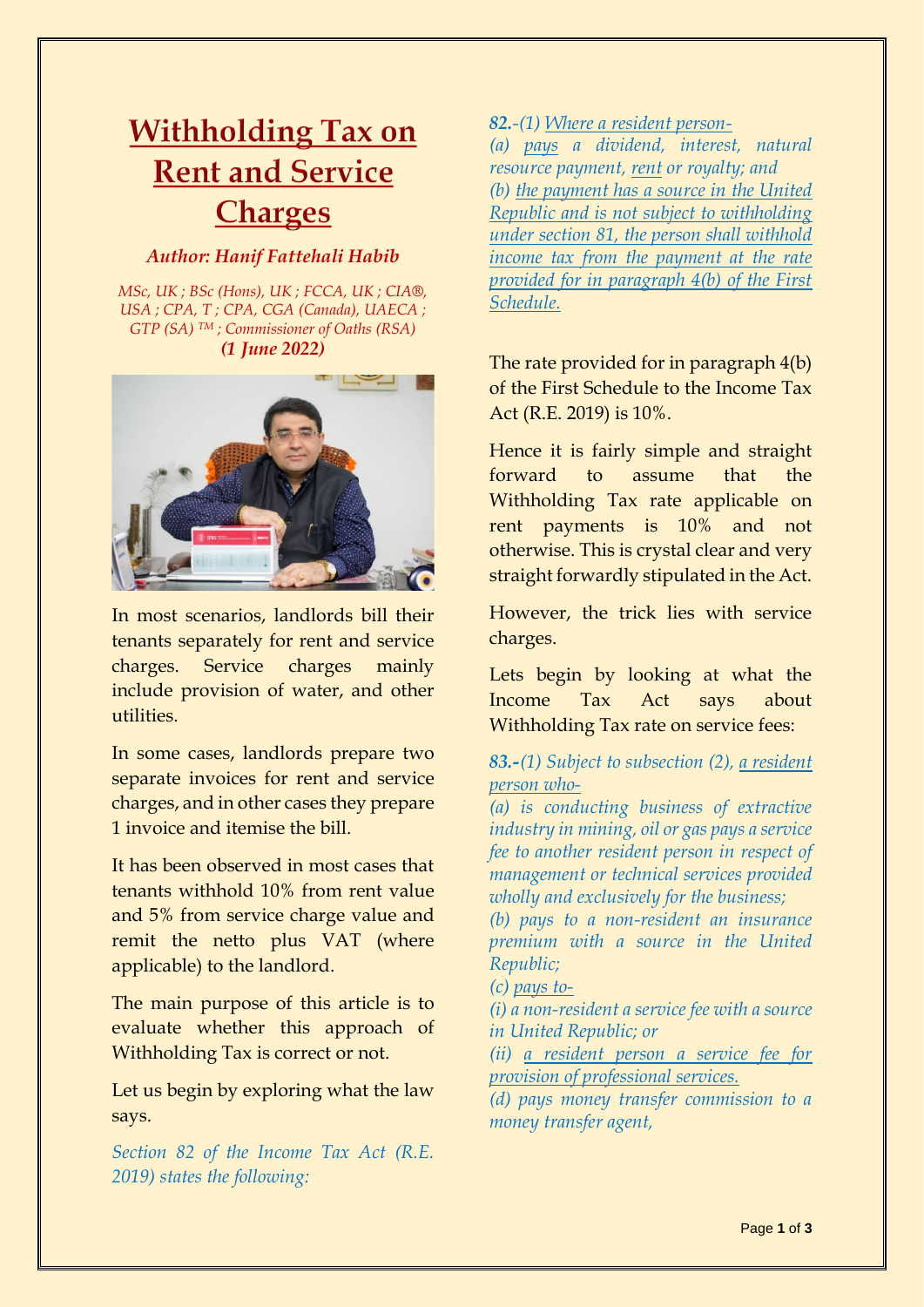# Withholding Tax on Rent and Service Charges

***Author: Hanif Fattehali Habib***

*MSc, UK ; BSc (Hons), UK ; FCCA, UK ; CIA®, USA ; CPA, T ; CPA, CGA (Canada), UAECA ; GTP (SA) ™ ; Commissioner of Oaths (RSA)*

***(1 June 2022)***

In most scenarios, landlords bill their tenants separately for rent and service charges. Service charges mainly include provision of water, and other utilities.

In some cases, landlords prepare two separate invoices for rent and service charges, and in other cases they prepare 1 invoice and itemise the bill.

It has been observed in most cases that tenants withhold 10% from rent value and 5% from service charge value and remit the netto plus VAT (where applicable) to the landlord.

The main purpose of this article is to evaluate whether this approach of Withholding Tax is correct or not.

Let us begin by exploring what the law says.

*Section 82 of the Income Tax Act (R.E. 2019) states the following:*

***82.**-(1) Where a resident person-*
*(a) pays a dividend, interest, natural resource payment, rent or royalty; and*
*(b) the payment has a source in the United Republic and is not subject to withholding under section 81, the person shall withhold income tax from the payment at the rate provided for in paragraph 4(b) of the First Schedule.*

The rate provided for in paragraph 4(b) of the First Schedule to the Income Tax Act (R.E. 2019) is 10%.

Hence it is fairly simple and straight forward to assume that the Withholding Tax rate applicable on rent payments is 10% and not otherwise. This is crystal clear and very straight forwardly stipulated in the Act.

However, the trick lies with service charges.

Lets begin by looking at what the Income Tax Act says about Withholding Tax rate on service fees:

***83.**-(1) Subject to subsection (2), a resident person who-*
*(a) is conducting business of extractive industry in mining, oil or gas pays a service fee to another resident person in respect of management or technical services provided wholly and exclusively for the business;*
*(b) pays to a non-resident an insurance premium with a source in the United Republic;*
*(c) pays to-*
*(i) a non-resident a service fee with a source in United Republic; or*
*(ii) a resident person a service fee for provision of professional services.*
*(d) pays money transfer commission to a money transfer agent,*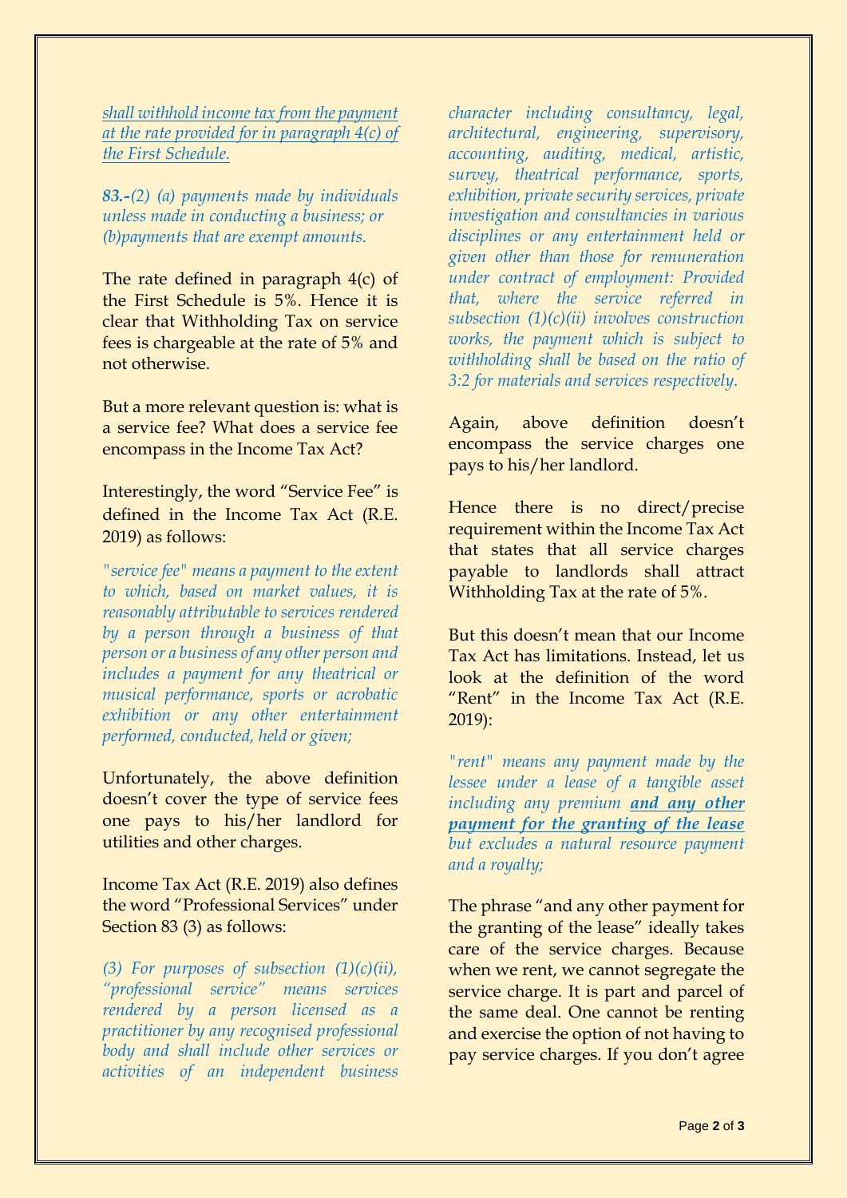*<u>shall withhold income tax from the payment at the rate provided for in paragraph 4(c) of the First Schedule.</u>*

***83.-****(2) (a) payments made by individuals unless made in conducting a business; or (b)payments that are exempt amounts.*

The rate defined in paragraph 4(c) of the First Schedule is 5%. Hence it is clear that Withholding Tax on service fees is chargeable at the rate of 5% and not otherwise.

But a more relevant question is: what is a service fee? What does a service fee encompass in the Income Tax Act?

Interestingly, the word "Service Fee" is defined in the Income Tax Act (R.E. 2019) as follows:

*"service fee" means a payment to the extent to which, based on market values, it is reasonably attributable to services rendered by a person through a business of that person or a business of any other person and includes a payment for any theatrical or musical performance, sports or acrobatic exhibition or any other entertainment performed, conducted, held or given;*

Unfortunately, the above definition doesn't cover the type of service fees one pays to his/her landlord for utilities and other charges.

Income Tax Act (R.E. 2019) also defines the word "Professional Services" under Section 83 (3) as follows:

*(3) For purposes of subsection (1)(c)(ii), "professional service" means services rendered by a person licensed as a practitioner by any recognised professional body and shall include other services or activities of an independent business character including consultancy, legal, architectural, engineering, supervisory, accounting, auditing, medical, artistic, survey, theatrical performance, sports, exhibition, private security services, private investigation and consultancies in various disciplines or any entertainment held or given other than those for remuneration under contract of employment: Provided that, where the service referred in subsection (1)(c)(ii) involves construction works, the payment which is subject to withholding shall be based on the ratio of 3:2 for materials and services respectively.*

Again, above definition doesn't encompass the service charges one pays to his/her landlord.

Hence there is no direct/precise requirement within the Income Tax Act that states that all service charges payable to landlords shall attract Withholding Tax at the rate of 5%.

But this doesn't mean that our Income Tax Act has limitations. Instead, let us look at the definition of the word "Rent" in the Income Tax Act (R.E. 2019):

*"rent" means any payment made by the lessee under a lease of a tangible asset including any premium* ***<u>and any other payment for the granting of the lease</u>*** *but excludes a natural resource payment and a royalty;*

The phrase "and any other payment for the granting of the lease" ideally takes care of the service charges. Because when we rent, we cannot segregate the service charge. It is part and parcel of the same deal. One cannot be renting and exercise the option of not having to pay service charges. If you don't agree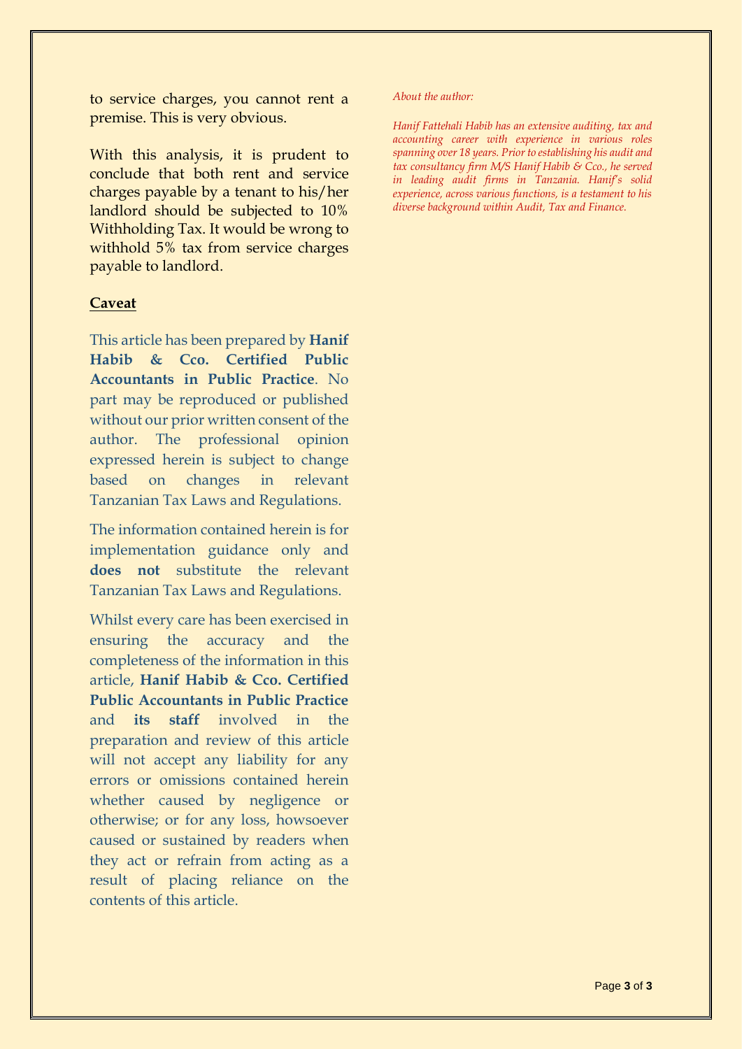to service charges, you cannot rent a premise. This is very obvious.

With this analysis, it is prudent to conclude that both rent and service charges payable by a tenant to his/her landlord should be subjected to 10% Withholding Tax. It would be wrong to withhold 5% tax from service charges payable to landlord.

**Caveat**

This article has been prepared by **Hanif Habib & Cco. Certified Public Accountants in Public Practice**. No part may be reproduced or published without our prior written consent of the author. The professional opinion expressed herein is subject to change based on changes in relevant Tanzanian Tax Laws and Regulations.

The information contained herein is for implementation guidance only and **does not** substitute the relevant Tanzanian Tax Laws and Regulations.

Whilst every care has been exercised in ensuring the accuracy and the completeness of the information in this article, **Hanif Habib & Cco. Certified Public Accountants in Public Practice** and **its staff** involved in the preparation and review of this article will not accept any liability for any errors or omissions contained herein whether caused by negligence or otherwise; or for any loss, howsoever caused or sustained by readers when they act or refrain from acting as a result of placing reliance on the contents of this article.

*About the author:*

*Hanif Fattehali Habib has an extensive auditing, tax and accounting career with experience in various roles spanning over 18 years. Prior to establishing his audit and tax consultancy firm M/S Hanif Habib & Cco., he served in leading audit firms in Tanzania. Hanif's solid experience, across various functions, is a testament to his diverse background within Audit, Tax and Finance.*